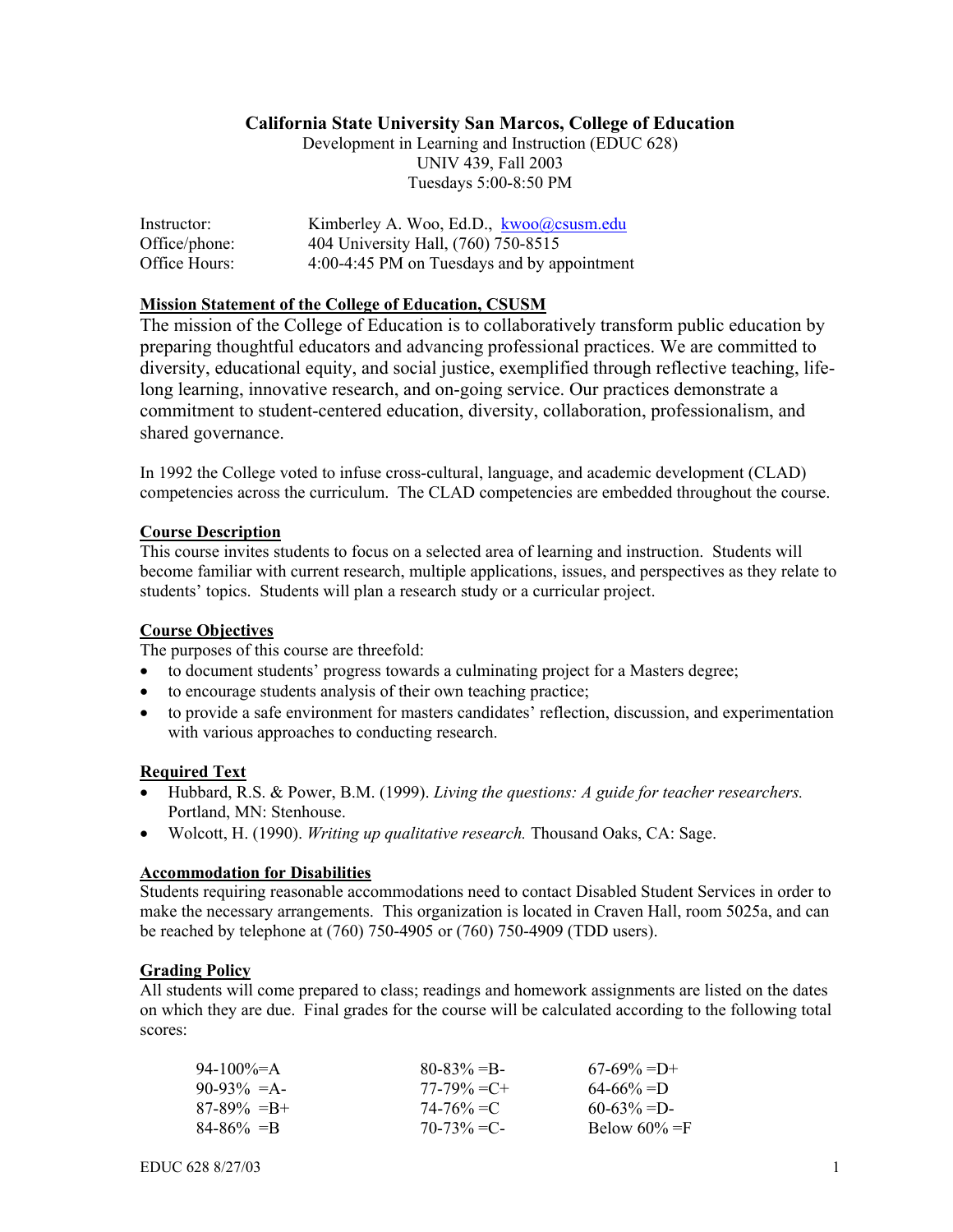# California State University San Marcos, College of Education

Development in Learning and Instruction (EDUC 628)
UNIV 439, Fall 2003
Tuesdays 5:00-8:50 PM

| | |
|---|---|
| Instructor: | Kimberley A. Woo, Ed.D., kwoo@csusm.edu |
| Office/phone: | 404 University Hall, (760) 750-8515 |
| Office Hours: | 4:00-4:45 PM on Tuesdays and by appointment |

## Mission Statement of the College of Education, CSUSM

The mission of the College of Education is to collaboratively transform public education by preparing thoughtful educators and advancing professional practices. We are committed to diversity, educational equity, and social justice, exemplified through reflective teaching, life-long learning, innovative research, and on-going service. Our practices demonstrate a commitment to student-centered education, diversity, collaboration, professionalism, and shared governance.

In 1992 the College voted to infuse cross-cultural, language, and academic development (CLAD) competencies across the curriculum. The CLAD competencies are embedded throughout the course.

## Course Description

This course invites students to focus on a selected area of learning and instruction. Students will become familiar with current research, multiple applications, issues, and perspectives as they relate to students' topics. Students will plan a research study or a curricular project.

## Course Objectives

The purposes of this course are threefold:

- to document students' progress towards a culminating project for a Masters degree;
- to encourage students analysis of their own teaching practice;
- to provide a safe environment for masters candidates' reflection, discussion, and experimentation with various approaches to conducting research.

## Required Text

- Hubbard, R.S. & Power, B.M. (1999). *Living the questions: A guide for teacher researchers.* Portland, MN: Stenhouse.
- Wolcott, H. (1990). *Writing up qualitative research.* Thousand Oaks, CA: Sage.

## Accommodation for Disabilities

Students requiring reasonable accommodations need to contact Disabled Student Services in order to make the necessary arrangements. This organization is located in Craven Hall, room 5025a, and can be reached by telephone at (760) 750-4905 or (760) 750-4909 (TDD users).

## Grading Policy

All students will come prepared to class; readings and homework assignments are listed on the dates on which they are due. Final grades for the course will be calculated according to the following total scores:

| | | |
|---|---|---|
| 94-100%=A | 80-83% =B- | 67-69% =D+ |
| 90-93% =A- | 77-79% =C+ | 64-66% =D |
| 87-89% =B+ | 74-76% =C | 60-63% =D- |
| 84-86% =B | 70-73% =C- | Below 60% =F |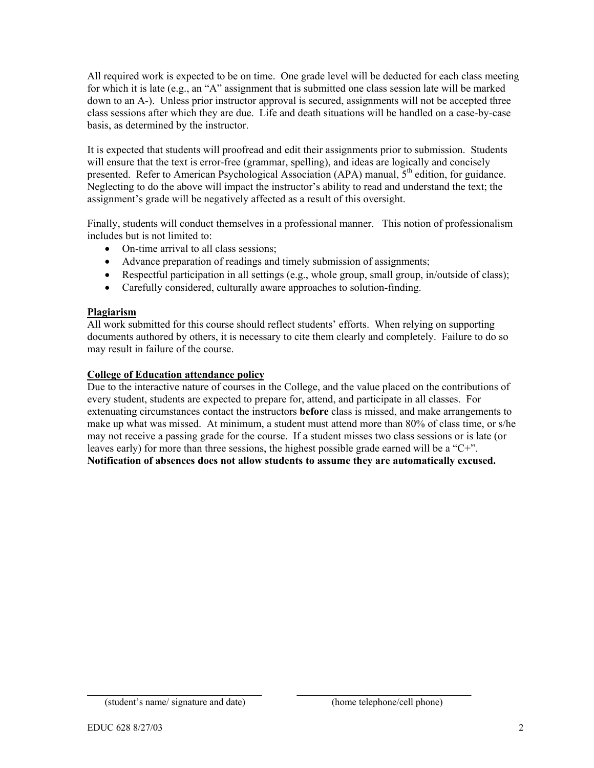All required work is expected to be on time. One grade level will be deducted for each class meeting for which it is late (e.g., an "A" assignment that is submitted one class session late will be marked down to an A-). Unless prior instructor approval is secured, assignments will not be accepted three class sessions after which they are due. Life and death situations will be handled on a case-by-case basis, as determined by the instructor.

It is expected that students will proofread and edit their assignments prior to submission. Students will ensure that the text is error-free (grammar, spelling), and ideas are logically and concisely presented. Refer to American Psychological Association (APA) manual, 5th edition, for guidance. Neglecting to do the above will impact the instructor's ability to read and understand the text; the assignment's grade will be negatively affected as a result of this oversight.

Finally, students will conduct themselves in a professional manner. This notion of professionalism includes but is not limited to:

- On-time arrival to all class sessions;
- Advance preparation of readings and timely submission of assignments;
- Respectful participation in all settings (e.g., whole group, small group, in/outside of class);
- Carefully considered, culturally aware approaches to solution-finding.

## Plagiarism

All work submitted for this course should reflect students' efforts. When relying on supporting documents authored by others, it is necessary to cite them clearly and completely. Failure to do so may result in failure of the course.

## College of Education attendance policy

Due to the interactive nature of courses in the College, and the value placed on the contributions of every student, students are expected to prepare for, attend, and participate in all classes. For extenuating circumstances contact the instructors **before** class is missed, and make arrangements to make up what was missed. At minimum, a student must attend more than 80% of class time, or s/he may not receive a passing grade for the course. If a student misses two class sessions or is late (or leaves early) for more than three sessions, the highest possible grade earned will be a "C+". **Notification of absences does not allow students to assume they are automatically excused.**

______________________________ (student's name/ signature and date)

______________________________ (home telephone/cell phone)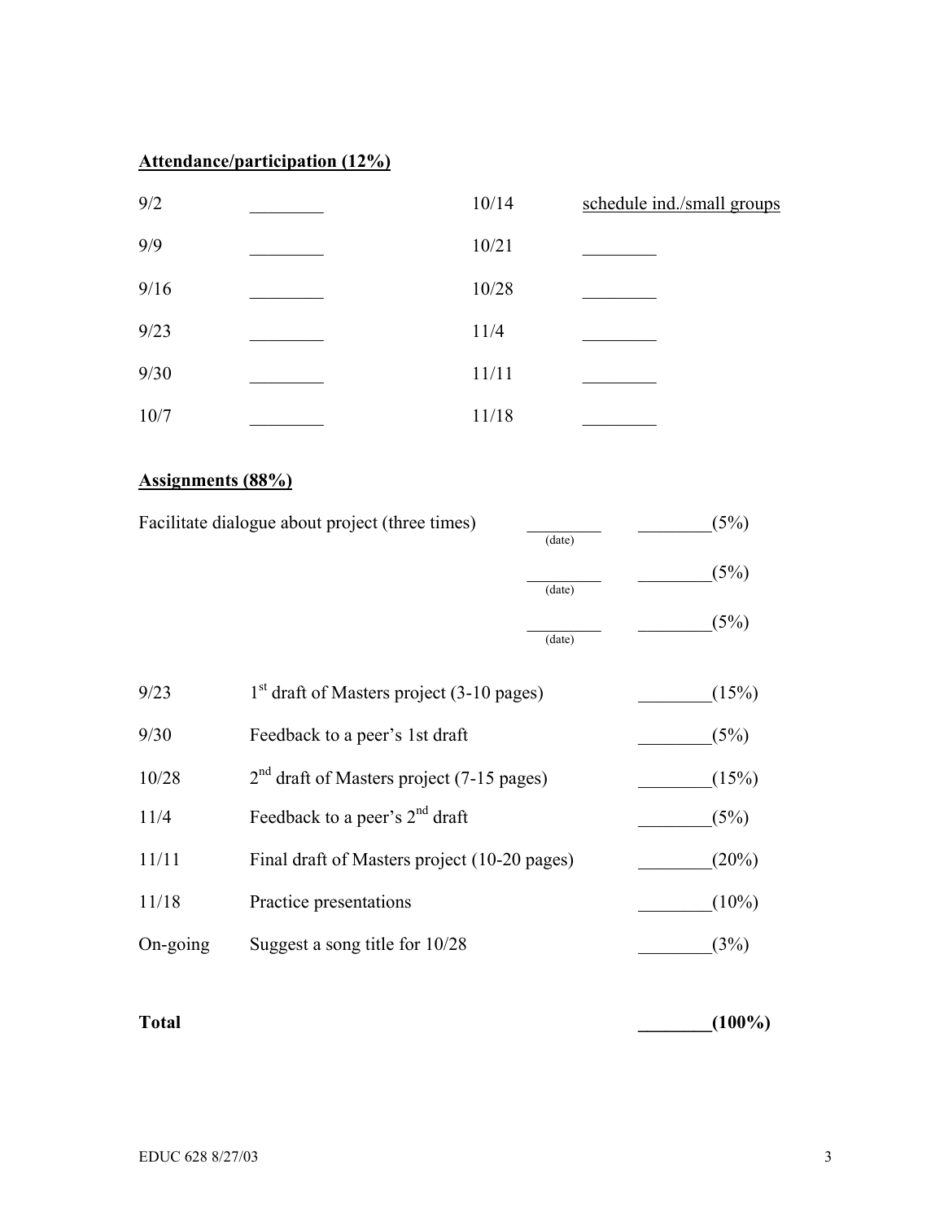**Attendance/participation (12%)**

| | | | |
|---|---|---|---|
| 9/2 | ________ | 10/14 | schedule ind./small groups |
| 9/9 | ________ | 10/21 | ________ |
| 9/16 | ________ | 10/28 | ________ |
| 9/23 | ________ | 11/4 | ________ |
| 9/30 | ________ | 11/11 | ________ |
| 10/7 | ________ | 11/18 | ________ |

**Assignments (88%)**

| | | | |
|---|---|---|---|
| Facilitate dialogue about project (three times) | | ________ (date) | ________(5%) |
| | | ________ (date) | ________(5%) |
| | | ________ (date) | ________(5%) |
| 9/23 | 1st draft of Masters project (3-10 pages) | | ________(15%) |
| 9/30 | Feedback to a peer's 1st draft | | ________(5%) |
| 10/28 | 2nd draft of Masters project (7-15 pages) | | ________(15%) |
| 11/4 | Feedback to a peer's 2nd draft | | ________(5%) |
| 11/11 | Final draft of Masters project (10-20 pages) | | ________(20%) |
| 11/18 | Practice presentations | | ________(10%) |
| On-going | Suggest a song title for 10/28 | | ________(3%) |
| **Total** | | | **________(100%)** |

EDUC 628 8/27/03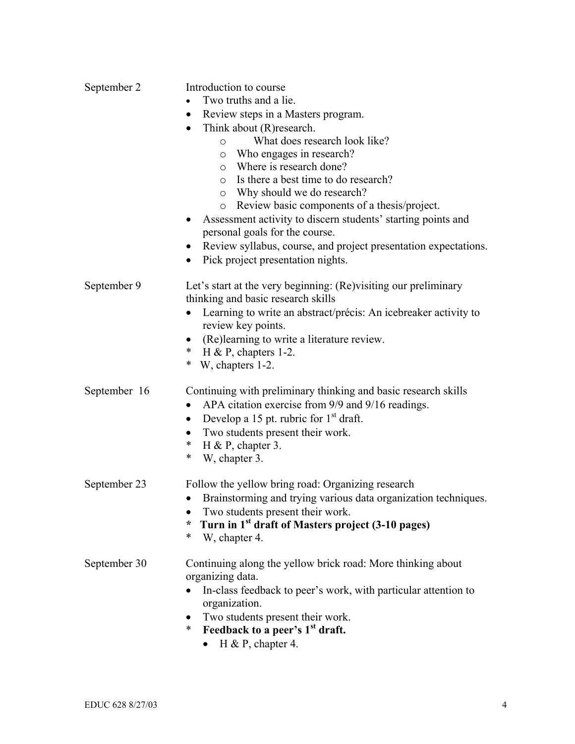September 2

Introduction to course

- Two truths and a lie.
- Review steps in a Masters program.
- Think about (R)research.
  - What does research look like?
  - Who engages in research?
  - Where is research done?
  - Is there a best time to do research?
  - Why should we do research?
  - Review basic components of a thesis/project.
- Assessment activity to discern students' starting points and personal goals for the course.
- Review syllabus, course, and project presentation expectations.
- Pick project presentation nights.

September 9

Let's start at the very beginning: (Re)visiting our preliminary thinking and basic research skills

- Learning to write an abstract/précis: An icebreaker activity to review key points.
- (Re)learning to write a literature review.

\* H & P, chapters 1-2.
\* W, chapters 1-2.

September 16

Continuing with preliminary thinking and basic research skills

- APA citation exercise from 9/9 and 9/16 readings.
- Develop a 15 pt. rubric for 1st draft.
- Two students present their work.

\* H & P, chapter 3.
\* W, chapter 3.

September 23

Follow the yellow bring road: Organizing research

- Brainstorming and trying various data organization techniques.
- Two students present their work.

**\* Turn in 1st draft of Masters project (3-10 pages)**
\* W, chapter 4.

September 30

Continuing along the yellow brick road: More thinking about organizing data.

- In-class feedback to peer's work, with particular attention to organization.
- Two students present their work.

\* **Feedback to a peer's 1st draft.**

- H & P, chapter 4.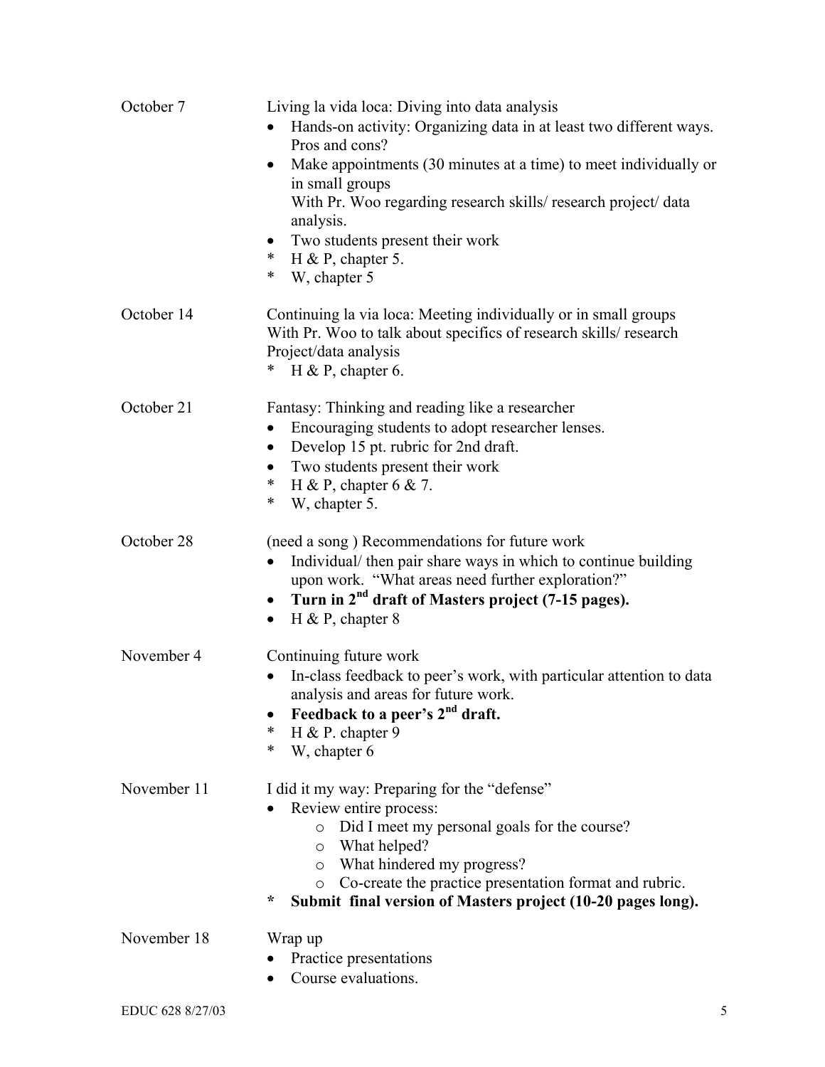| | |
|---|---|
| October 7 | Living la vida loca: Diving into data analysis<br>• Hands-on activity: Organizing data in at least two different ways. Pros and cons?<br>• Make appointments (30 minutes at a time) to meet individually or in small groups With Pr. Woo regarding research skills/ research project/ data analysis.<br>• Two students present their work<br>* H & P, chapter 5.<br>* W, chapter 5 |
| October 14 | Continuing la via loca: Meeting individually or in small groups With Pr. Woo to talk about specifics of research skills/ research Project/data analysis<br>* H & P, chapter 6. |
| October 21 | Fantasy: Thinking and reading like a researcher<br>• Encouraging students to adopt researcher lenses.<br>• Develop 15 pt. rubric for 2nd draft.<br>• Two students present their work<br>* H & P, chapter 6 & 7.<br>* W, chapter 5. |
| October 28 | (need a song ) Recommendations for future work<br>• Individual/ then pair share ways in which to continue building upon work. "What areas need further exploration?"<br>• **Turn in 2nd draft of Masters project (7-15 pages).**<br>• H & P, chapter 8 |
| November 4 | Continuing future work<br>• In-class feedback to peer's work, with particular attention to data analysis and areas for future work.<br>• **Feedback to a peer's 2nd draft.**<br>* H & P. chapter 9<br>* W, chapter 6 |
| November 11 | I did it my way: Preparing for the "defense"<br>• Review entire process:<br>  o Did I meet my personal goals for the course?<br>  o What helped?<br>  o What hindered my progress?<br>  o Co-create the practice presentation format and rubric.<br>* **Submit final version of Masters project (10-20 pages long).** |
| November 18 | Wrap up<br>• Practice presentations<br>• Course evaluations. |

EDUC 628 8/27/03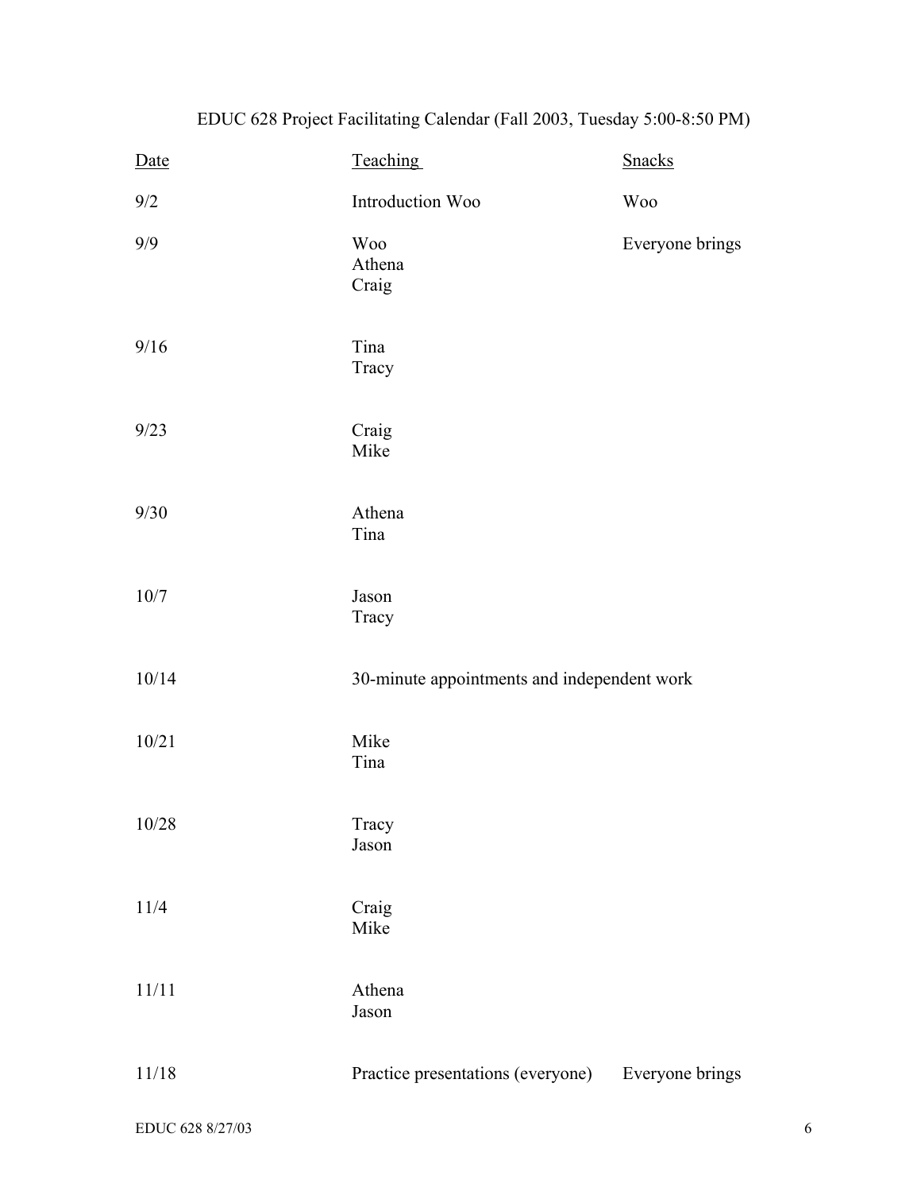EDUC 628 Project Facilitating Calendar (Fall 2003, Tuesday 5:00-8:50 PM)

| Date | Teaching | Snacks |
| --- | --- | --- |
| 9/2 | Introduction Woo | Woo |
| 9/9 | Woo<br>Athena<br>Craig | Everyone brings |
| 9/16 | Tina<br>Tracy | |
| 9/23 | Craig<br>Mike | |
| 9/30 | Athena<br>Tina | |
| 10/7 | Jason<br>Tracy | |
| 10/14 | 30-minute appointments and independent work | |
| 10/21 | Mike<br>Tina | |
| 10/28 | Tracy<br>Jason | |
| 11/4 | Craig<br>Mike | |
| 11/11 | Athena<br>Jason | |
| 11/18 | Practice presentations (everyone) | Everyone brings |